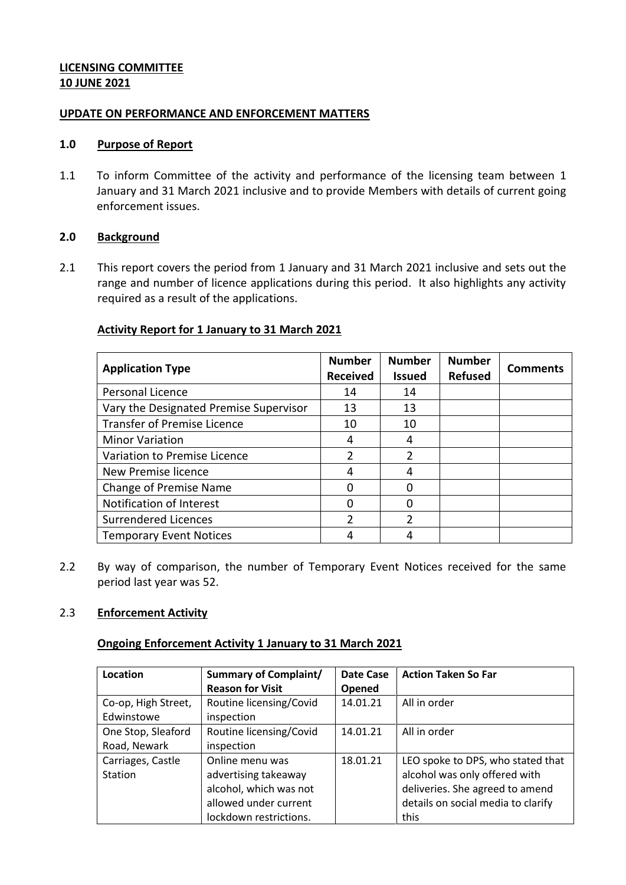**LICENSING COMMITTEE**
**10 JUNE 2021**

**UPDATE ON PERFORMANCE AND ENFORCEMENT MATTERS**

## 1.0 Purpose of Report

1.1 To inform Committee of the activity and performance of the licensing team between 1 January and 31 March 2021 inclusive and to provide Members with details of current going enforcement issues.

## 2.0 Background

2.1 This report covers the period from 1 January and 31 March 2021 inclusive and sets out the range and number of licence applications during this period. It also highlights any activity required as a result of the applications.

**Activity Report for 1 January to 31 March 2021**

| Application Type | Number Received | Number Issued | Number Refused | Comments |
|---|---|---|---|---|
| Personal Licence | 14 | 14 | | |
| Vary the Designated Premise Supervisor | 13 | 13 | | |
| Transfer of Premise Licence | 10 | 10 | | |
| Minor Variation | 4 | 4 | | |
| Variation to Premise Licence | 2 | 2 | | |
| New Premise licence | 4 | 4 | | |
| Change of Premise Name | 0 | 0 | | |
| Notification of Interest | 0 | 0 | | |
| Surrendered Licences | 2 | 2 | | |
| Temporary Event Notices | 4 | 4 | | |

2.2 By way of comparison, the number of Temporary Event Notices received for the same period last year was 52.

2.3 **Enforcement Activity**

**Ongoing Enforcement Activity 1 January to 31 March 2021**

| Location | Summary of Complaint/ Reason for Visit | Date Case Opened | Action Taken So Far |
|---|---|---|---|
| Co-op, High Street, Edwinstowe | Routine licensing/Covid inspection | 14.01.21 | All in order |
| One Stop, Sleaford Road, Newark | Routine licensing/Covid inspection | 14.01.21 | All in order |
| Carriages, Castle Station | Online menu was advertising takeaway alcohol, which was not allowed under current lockdown restrictions. | 18.01.21 | LEO spoke to DPS, who stated that alcohol was only offered with deliveries. She agreed to amend details on social media to clarify this |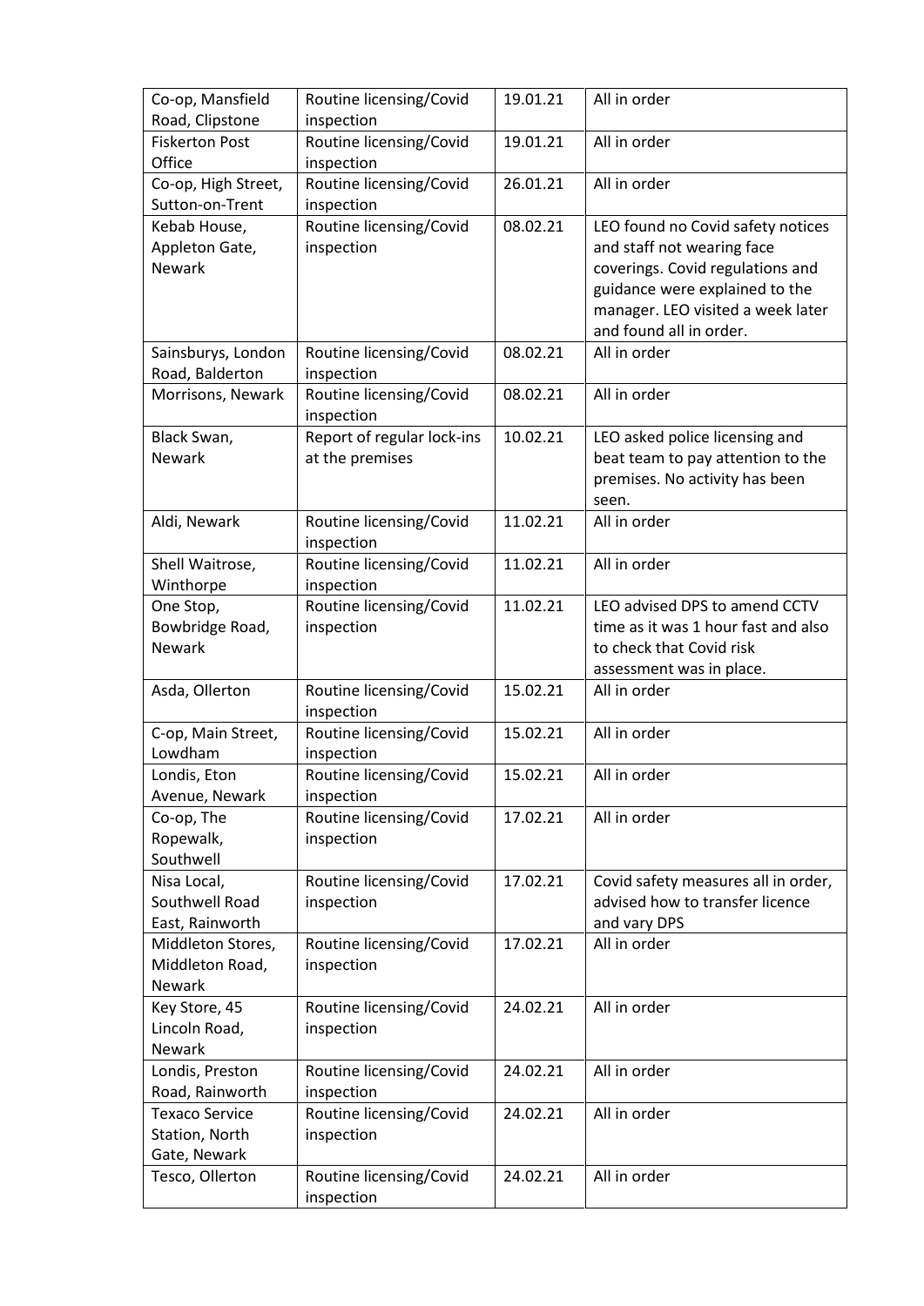| Co-op, Mansfield Road, Clipstone | Routine licensing/Covid inspection | 19.01.21 | All in order |
|---|---|---|---|
| Fiskerton Post Office | Routine licensing/Covid inspection | 19.01.21 | All in order |
| Co-op, High Street, Sutton-on-Trent | Routine licensing/Covid inspection | 26.01.21 | All in order |
| Kebab House, Appleton Gate, Newark | Routine licensing/Covid inspection | 08.02.21 | LEO found no Covid safety notices and staff not wearing face coverings. Covid regulations and guidance were explained to the manager. LEO visited a week later and found all in order. |
| Sainsburys, London Road, Balderton | Routine licensing/Covid inspection | 08.02.21 | All in order |
| Morrisons, Newark | Routine licensing/Covid inspection | 08.02.21 | All in order |
| Black Swan, Newark | Report of regular lock-ins at the premises | 10.02.21 | LEO asked police licensing and beat team to pay attention to the premises. No activity has been seen. |
| Aldi, Newark | Routine licensing/Covid inspection | 11.02.21 | All in order |
| Shell Waitrose, Winthorpe | Routine licensing/Covid inspection | 11.02.21 | All in order |
| One Stop, Bowbridge Road, Newark | Routine licensing/Covid inspection | 11.02.21 | LEO advised DPS to amend CCTV time as it was 1 hour fast and also to check that Covid risk assessment was in place. |
| Asda, Ollerton | Routine licensing/Covid inspection | 15.02.21 | All in order |
| C-op, Main Street, Lowdham | Routine licensing/Covid inspection | 15.02.21 | All in order |
| Londis, Eton Avenue, Newark | Routine licensing/Covid inspection | 15.02.21 | All in order |
| Co-op, The Ropewalk, Southwell | Routine licensing/Covid inspection | 17.02.21 | All in order |
| Nisa Local, Southwell Road East, Rainworth | Routine licensing/Covid inspection | 17.02.21 | Covid safety measures all in order, advised how to transfer licence and vary DPS |
| Middleton Stores, Middleton Road, Newark | Routine licensing/Covid inspection | 17.02.21 | All in order |
| Key Store, 45 Lincoln Road, Newark | Routine licensing/Covid inspection | 24.02.21 | All in order |
| Londis, Preston Road, Rainworth | Routine licensing/Covid inspection | 24.02.21 | All in order |
| Texaco Service Station, North Gate, Newark | Routine licensing/Covid inspection | 24.02.21 | All in order |
| Tesco, Ollerton | Routine licensing/Covid inspection | 24.02.21 | All in order |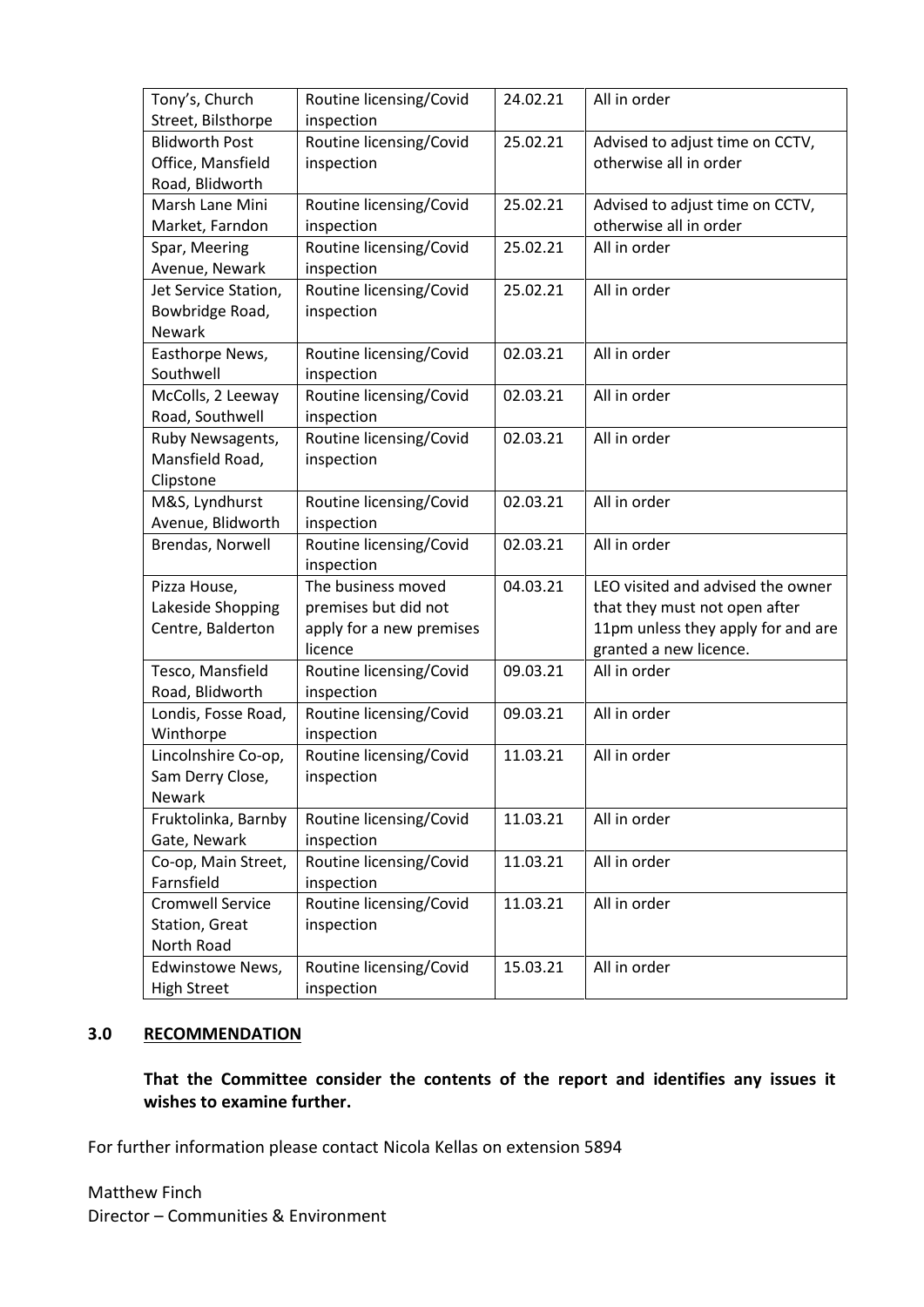| | | | |
|---|---|---|---|
| Tony's, Church Street, Bilsthorpe | Routine licensing/Covid inspection | 24.02.21 | All in order |
| Blidworth Post Office, Mansfield Road, Blidworth | Routine licensing/Covid inspection | 25.02.21 | Advised to adjust time on CCTV, otherwise all in order |
| Marsh Lane Mini Market, Farndon | Routine licensing/Covid inspection | 25.02.21 | Advised to adjust time on CCTV, otherwise all in order |
| Spar, Meering Avenue, Newark | Routine licensing/Covid inspection | 25.02.21 | All in order |
| Jet Service Station, Bowbridge Road, Newark | Routine licensing/Covid inspection | 25.02.21 | All in order |
| Easthorpe News, Southwell | Routine licensing/Covid inspection | 02.03.21 | All in order |
| McColls, 2 Leeway Road, Southwell | Routine licensing/Covid inspection | 02.03.21 | All in order |
| Ruby Newsagents, Mansfield Road, Clipstone | Routine licensing/Covid inspection | 02.03.21 | All in order |
| M&S, Lyndhurst Avenue, Blidworth | Routine licensing/Covid inspection | 02.03.21 | All in order |
| Brendas, Norwell | Routine licensing/Covid inspection | 02.03.21 | All in order |
| Pizza House, Lakeside Shopping Centre, Balderton | The business moved premises but did not apply for a new premises licence | 04.03.21 | LEO visited and advised the owner that they must not open after 11pm unless they apply for and are granted a new licence. |
| Tesco, Mansfield Road, Blidworth | Routine licensing/Covid inspection | 09.03.21 | All in order |
| Londis, Fosse Road, Winthorpe | Routine licensing/Covid inspection | 09.03.21 | All in order |
| Lincolnshire Co-op, Sam Derry Close, Newark | Routine licensing/Covid inspection | 11.03.21 | All in order |
| Fruktolinka, Barnby Gate, Newark | Routine licensing/Covid inspection | 11.03.21 | All in order |
| Co-op, Main Street, Farnsfield | Routine licensing/Covid inspection | 11.03.21 | All in order |
| Cromwell Service Station, Great North Road | Routine licensing/Covid inspection | 11.03.21 | All in order |
| Edwinstowe News, High Street | Routine licensing/Covid inspection | 15.03.21 | All in order |

## 3.0 RECOMMENDATION

**That the Committee consider the contents of the report and identifies any issues it wishes to examine further.**

For further information please contact Nicola Kellas on extension 5894

Matthew Finch
Director – Communities & Environment